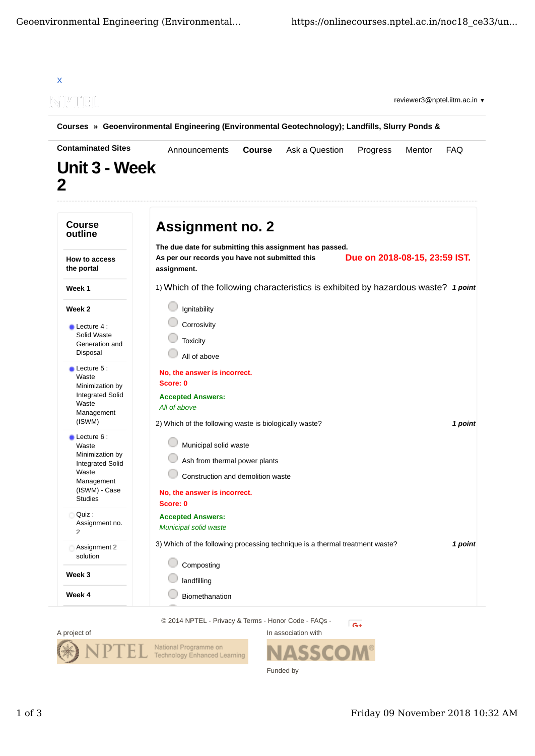X

reviewer3@nptel.iitm.ac.in ▾

**Courses » Geoenvironmental Engineering (Environmental Geotechnology); Landfills, Slurry Ponds & Contaminated Sites**

Announcements **Course** Ask a Question Progress Mentor FAQ

# Unit 3 - Week 2

## Course outline

**How to access the portal**

**Week 1**

**Week 2**

- Lecture 4 : Solid Waste Generation and Disposal
- Lecture 5 : Waste Minimization by Integrated Solid Waste Management (ISWM)
- Lecture 6 : Waste Minimization by Integrated Solid Waste Management (ISWM) - Case Studies
- Quiz : Assignment no. 2
- Assignment 2 solution

**Week 3**

**Week 4**

## Assignment no. 2

**The due date for submitting this assignment has passed.**
**As per our records you have not submitted this assignment.**

**Due on 2018-08-15, 23:59 IST.**

1) Which of the following characteristics is exhibited by hazardous waste? ***1 point***

- Ignitability
- Corrosivity
- Toxicity
- All of above

**No, the answer is incorrect.**
**Score: 0**

**Accepted Answers:**
*All of above*

2) Which of the following waste is biologically waste? ***1 point***

- Municipal solid waste
- Ash from thermal power plants
- Construction and demolition waste

**No, the answer is incorrect.**
**Score: 0**

**Accepted Answers:**
*Municipal solid waste*

3) Which of the following processing technique is a thermal treatment waste? ***1 point***

- Composting
- landfilling
- Biomethanation

© 2014 NPTEL - Privacy & Terms - Honor Code - FAQs -

A project of

NPTEL National Programme on Technology Enhanced Learning

In association with

NASSCOM

Funded by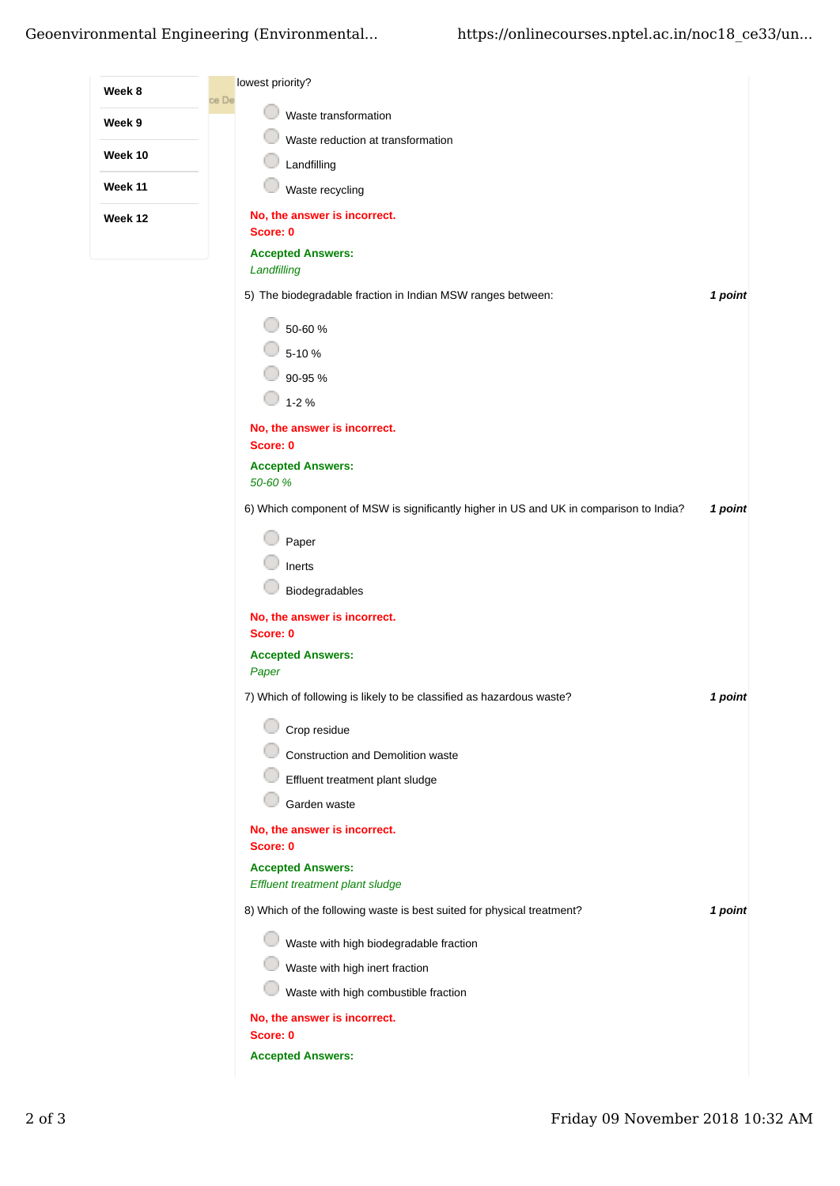lowest priority?

- Waste transformation
- Waste reduction at transformation
- Landfilling
- Waste recycling

**No, the answer is incorrect.**
**Score: 0**

**Accepted Answers:**
*Landfilling*

5) The biodegradable fraction in Indian MSW ranges between: ***1 point***

- 50-60 %
- 5-10 %
- 90-95 %
- 1-2 %

**No, the answer is incorrect.**
**Score: 0**

**Accepted Answers:**
*50-60 %*

6) Which component of MSW is significantly higher in US and UK in comparison to India? ***1 point***

- Paper
- Inerts
- Biodegradables

**No, the answer is incorrect.**
**Score: 0**

**Accepted Answers:**
*Paper*

7) Which of following is likely to be classified as hazardous waste? ***1 point***

- Crop residue
- Construction and Demolition waste
- Effluent treatment plant sludge
- Garden waste

**No, the answer is incorrect.**
**Score: 0**

**Accepted Answers:**
*Effluent treatment plant sludge*

8) Which of the following waste is best suited for physical treatment? ***1 point***

- Waste with high biodegradable fraction
- Waste with high inert fraction
- Waste with high combustible fraction

**No, the answer is incorrect.**
**Score: 0**

**Accepted Answers:**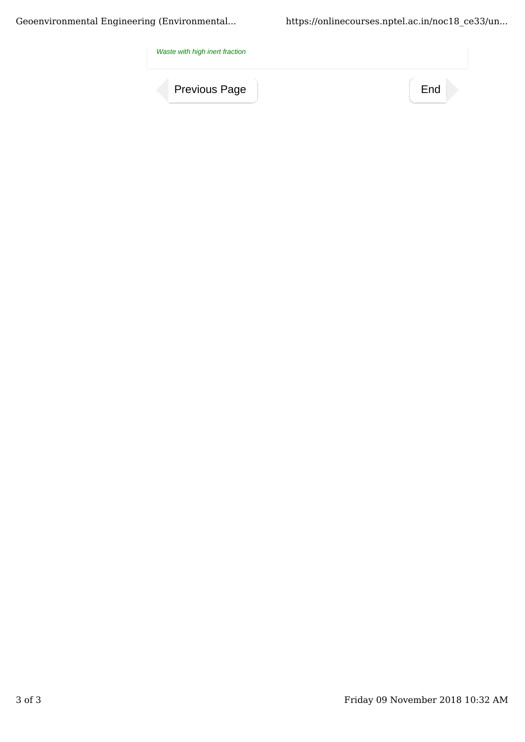*Waste with high inert fraction*

Previous Page

End